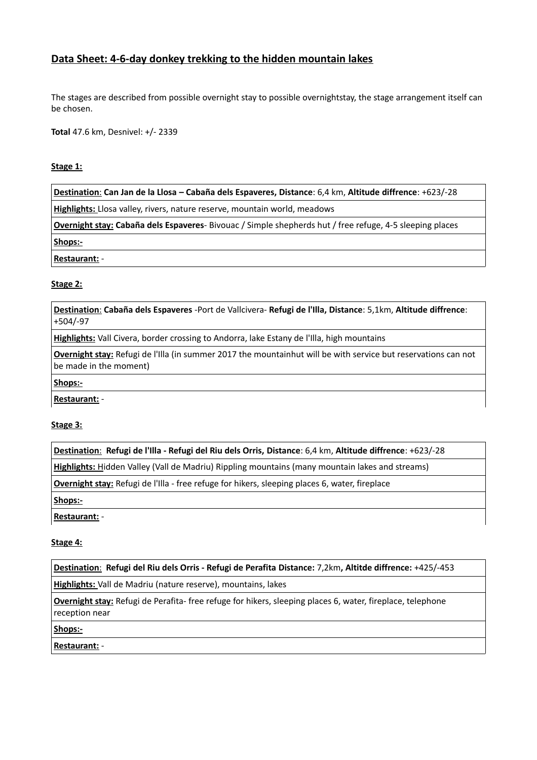# Data Sheet: 4-6-day donkey trekking to the hidden mountain lakes

The stages are described from possible overnight stay to possible overnightstay, the stage arrangement itself can be chosen.

**Total** 47.6 km, Desnivel: +/- 2339

**Stage 1:**

| **Destination**: **Can Jan de la Llosa – Cabaña dels Espaveres, Distance**: 6,4 km, **Altitude diffrence**: +623/-28 |
|---|
| **Highlights:** Llosa valley, rivers, nature reserve, mountain world, meadows |
| **Overnight stay: Cabaña dels Espaveres**- Bivouac / Simple shepherds hut / free refuge, 4-5 sleeping places |
| **Shops:-** |
| **Restaurant:** - |

**Stage 2:**

| **Destination**: **Cabaña dels Espaveres** -Port de Vallcivera- **Refugi de l'Illa, Distance**: 5,1km, **Altitude diffrence**: +504/-97 |
|---|
| **Highlights:** Vall Civera, border crossing to Andorra, lake Estany de l'Illa, high mountains |
| **Overnight stay:** Refugi de l'Illa (in summer 2017 the mountainhut will be with service but reservations can not be made in the moment) |
| **Shops:-** |
| **Restaurant:** - |

**Stage 3:**

| **Destination**: **Refugi de l'Illa - Refugi del Riu dels Orris, Distance**: 6,4 km, **Altitude diffrence**: +623/-28 |
|---|
| **Highlights:** Hidden Valley (Vall de Madriu) Rippling mountains (many mountain lakes and streams) |
| **Overnight stay:** Refugi de l'Illa - free refuge for hikers, sleeping places 6, water, fireplace |
| **Shops:-** |
| **Restaurant:** - |

**Stage 4:**

| **Destination**: **Refugi del Riu dels Orris - Refugi de Perafita Distance:** 7,2km**, Altitde diffrence:** +425/-453 |
|---|
| **Highlights:** Vall de Madriu (nature reserve), mountains, lakes |
| **Overnight stay:** Refugi de Perafita- free refuge for hikers, sleeping places 6, water, fireplace, telephone reception near |
| **Shops:-** |
| **Restaurant:** - |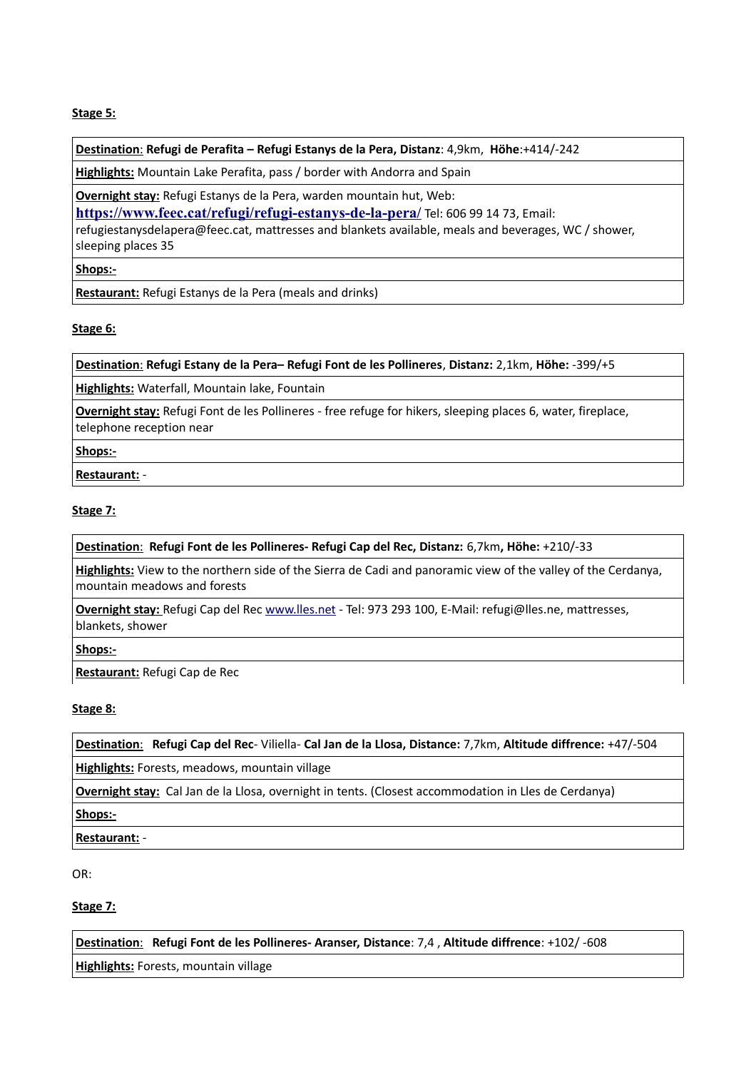**Stage 5:**

| **Destination**: **Refugi de Perafita – Refugi Estanys de la Pera, Distanz**: 4,9km, **Höhe**:+414/-242 |
|---|
| **Highlights:** Mountain Lake Perafita, pass / border with Andorra and Spain |
| **Overnight stay:** Refugi Estanys de la Pera, warden mountain hut, Web: **https://www.feec.cat/refugi/refugi-estanys-de-la-pera/** Tel: 606 99 14 73, Email: refugiestanysdelapera@feec.cat, mattresses and blankets available, meals and beverages, WC / shower, sleeping places 35 |
| **Shops:-** |
| **Restaurant:** Refugi Estanys de la Pera (meals and drinks) |

**Stage 6:**

| **Destination**: **Refugi Estany de la Pera– Refugi Font de les Pollineres**, **Distanz:** 2,1km, **Höhe:** -399/+5 |
|---|
| **Highlights:** Waterfall, Mountain lake, Fountain |
| **Overnight stay:** Refugi Font de les Pollineres - free refuge for hikers, sleeping places 6, water, fireplace, telephone reception near |
| **Shops:-** |
| **Restaurant:** - |

**Stage 7:**

| **Destination**: **Refugi Font de les Pollineres- Refugi Cap del Rec, Distanz:** 6,7km**, Höhe:** +210/-33 |
|---|
| **Highlights:** View to the northern side of the Sierra de Cadi and panoramic view of the valley of the Cerdanya, mountain meadows and forests |
| **Overnight stay:** Refugi Cap del Rec www.lles.net - Tel: 973 293 100, E-Mail: refugi@lles.ne, mattresses, blankets, shower |
| **Shops:-** |
| **Restaurant:** Refugi Cap de Rec |

**Stage 8:**

| **Destination**: **Refugi Cap del Rec**- Viliella- **Cal Jan de la Llosa, Distance:** 7,7km, **Altitude diffrence:** +47/-504 |
|---|
| **Highlights:** Forests, meadows, mountain village |
| **Overnight stay:** Cal Jan de la Llosa, overnight in tents. (Closest accommodation in Lles de Cerdanya) |
| **Shops:-** |
| **Restaurant:** - |

OR:

**Stage 7:**

| **Destination**: **Refugi Font de les Pollineres- Aranser, Distance**: 7,4 , **Altitude diffrence**: +102/ -608 |
|---|
| **Highlights:** Forests, mountain village |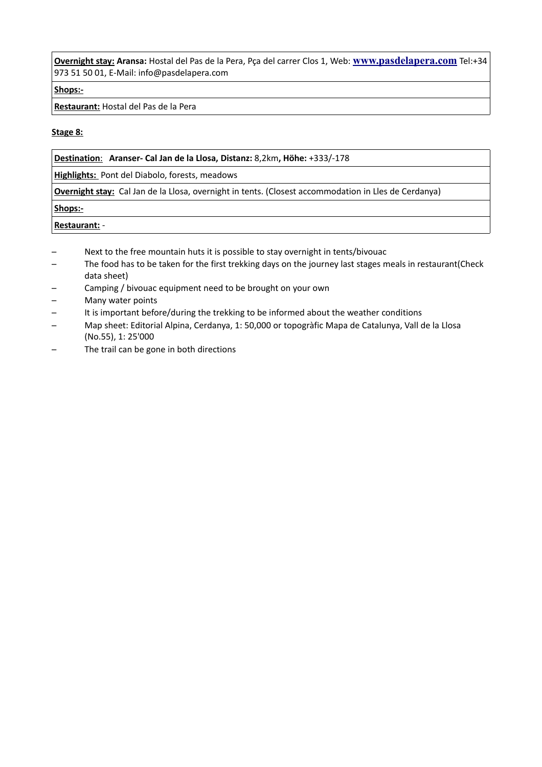| |
|---|
| **Overnight stay:** **Aransa:** Hostal del Pas de la Pera, Pça del carrer Clos 1, Web: **www.pasdelapera.com** Tel:+34 973 51 50 01, E-Mail: info@pasdelapera.com |
| **Shops:-** |
| **Restaurant:** Hostal del Pas de la Pera |

**Stage 8:**

| |
|---|
| **Destination**: **Aranser- Cal Jan de la Llosa, Distanz:** 8,2km**, Höhe:** +333/-178 |
| **Highlights:** Pont del Diabolo, forests, meadows |
| **Overnight stay:** Cal Jan de la Llosa, overnight in tents. (Closest accommodation in Lles de Cerdanya) |
| **Shops:-** |
| **Restaurant:** - |

- Next to the free mountain huts it is possible to stay overnight in tents/bivouac
- The food has to be taken for the first trekking days on the journey last stages meals in restaurant(Check data sheet)
- Camping / bivouac equipment need to be brought on your own
- Many water points
- It is important before/during the trekking to be informed about the weather conditions
- Map sheet: Editorial Alpina, Cerdanya, 1: 50,000 or topogràfic Mapa de Catalunya, Vall de la Llosa (No.55), 1: 25'000
- The trail can be gone in both directions